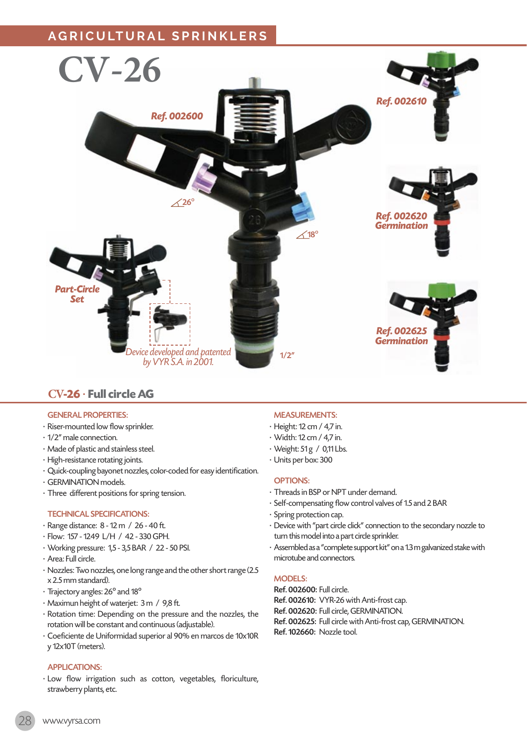# AGRICULTURAL SPRINKLERS

# CV-26

Ref. 002600

Ref. 002610

Ref. 002620 Germination

Ref. 002625 Germination

Part-Circle Set

26°

18°

1/2"

Device developed and patented by VYR S.A. in 2001.

## CV-26 · Full circle AG

### GENERAL PROPERTIES:

- Riser-mounted low flow sprinkler.
- 1/2" male connection.
- Made of plastic and stainless steel.
- High-resistance rotating joints.
- Quick-coupling bayonet nozzles, color-coded for easy identification.
- GERMINATION models.
- Three different positions for spring tension.

### TECHNICAL SPECIFICATIONS:

- Range distance: 8 - 12 m / 26 - 40 ft.
- Flow: 157 - 1249 L/H / 42 - 330 GPH.
- Working pressure: 1,5 - 3,5 BAR / 22 - 50 PSI.
- Area: Full circle.
- Nozzles: Two nozzles, one long range and the other short range (2.5 x 2.5 mm standard).
- Trajectory angles: 26° and 18°
- Maximun height of waterjet: 3 m / 9,8 ft.
- Rotation time: Depending on the pressure and the nozzles, the rotation will be constant and continuous (adjustable).
- Coeficiente de Uniformidad superior al 90% en marcos de 10x10R y 12x10T (meters).

### APPLICATIONS:

- Low flow irrigation such as cotton, vegetables, floriculture, strawberry plants, etc.

### MEASUREMENTS:

- Height: 12 cm / 4,7 in.
- Width: 12 cm / 4,7 in.
- Weight: 51 g / 0,11 Lbs.
- Units per box: 300

### OPTIONS:

- Threads in BSP or NPT under demand.
- Self-compensating flow control valves of 1.5 and 2 BAR
- Spring protection cap.
- Device with "part circle click" connection to the secondary nozzle to turn this model into a part circle sprinkler.
- Assembled as a "complete support kit" on a 1.3 m galvanized stake with microtube and connectors.

### MODELS:

**Ref. 002600:** Full circle.
**Ref. 002610:** VYR-26 with Anti-frost cap.
**Ref. 002620:** Full circle, GERMINATION.
**Ref. 002625:** Full circle with Anti-frost cap, GERMINATION.
**Ref. 102660:** Nozzle tool.

www.vyrsa.com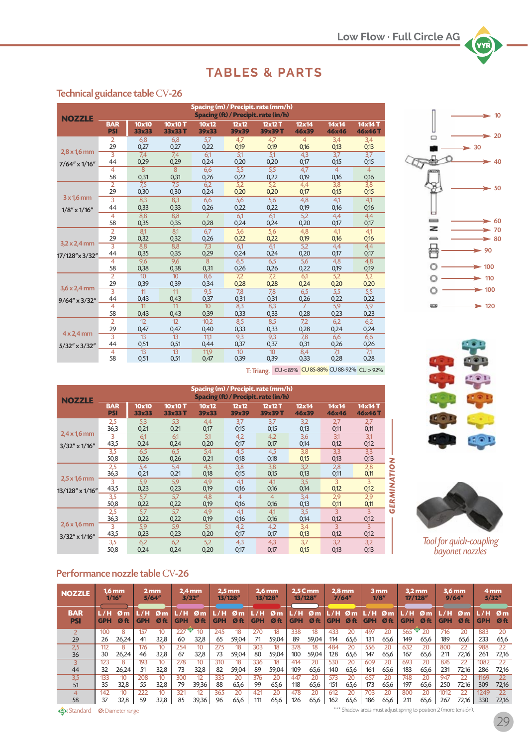# TABLES & PARTS

## Technical guidance table CV-26

| NOZZLE | BAR / PSI | 10x10 / 33x33 | 10x10 T / 33x33 T | 10x12 / 39x33 | 12x12 / 39x39 | 12x12 T / 39x39 T | 12x14 / 46x39 | 14x14 / 46x46 | 14x14 T / 46x46 T |
|---|---|---|---|---|---|---|---|---|---|
| | | Spacing (m) / Precipit. rate (mm/h) — Spacing (ft) / Precipit. rate (in/h) | | | | | | | |
| 2,8 x 1,6 mm / 7/64" x 1/16" | 2 / 29 | 6,8 / 0,27 | 6,8 / 0,27 | 5,7 / 0,22 | 4,7 / 0,19 | 4,7 / 0,19 | 4 / 0,16 | 3,4 / 0,13 | 3,4 / 0,13 |
| | 3 / 44 | 7,4 / 0,29 | 7,4 / 0,29 | 6,1 / 0,24 | 5,1 / 0,20 | 5,1 / 0,20 | 4,3 / 0,17 | 3,7 / 0,15 | 3,7 / 0,15 |
| | 4 / 58 | 8 / 0,31 | 8 / 0,31 | 6,6 / 0,26 | 5,5 / 0,22 | 5,5 / 0,22 | 4,7 / 0,19 | 4 / 0,16 | 4 / 0,16 |
| 3 x 1,6 mm / 1/8" x 1/16" | 2 / 29 | 7,5 / 0,30 | 7,5 / 0,30 | 6,2 / 0,24 | 5,2 / 0,20 | 5,2 / 0,20 | 4,4 / 0,17 | 3,8 / 0,15 | 3,8 / 0,15 |
| | 3 / 44 | 8,3 / 0,33 | 8,3 / 0,33 | 6,6 / 0,26 | 5,6 / 0,22 | 5,6 / 0,22 | 4,8 / 0,19 | 4,1 / 0,16 | 4,1 / 0,16 |
| | 4 / 58 | 8,8 / 0,35 | 8,8 / 0,35 | 7 / 0,28 | 6,1 / 0,24 | 6,1 / 0,24 | 5,2 / 0,20 | 4,4 / 0,17 | 4,4 / 0,17 |
| 3,2 x 2,4 mm / 17/128" x 3/32" | 2 / 29 | 8,1 / 0,32 | 8,1 / 0,32 | 6,7 / 0,26 | 5,6 / 0,22 | 5,6 / 0,22 | 4,8 / 0,19 | 4,1 / 0,16 | 4,1 / 0,16 |
| | 3 / 44 | 8,8 / 0,35 | 8,8 / 0,35 | 7,3 / 0,29 | 6,1 / 0,24 | 6,1 / 0,24 | 5,2 / 0,20 | 4,4 / 0,17 | 4,4 / 0,17 |
| | 4 / 58 | 9,6 / 0,38 | 9,6 / 0,38 | 8 / 0,31 | 6,5 / 0,26 | 6,5 / 0,26 | 5,6 / 0,22 | 4,8 / 0,19 | 4,8 / 0,19 |
| 3,6 x 2,4 mm / 9/64" x 3/32" | 2 / 29 | 10 / 0,39 | 10 / 0,39 | 8,6 / 0,34 | 7,2 / 0,28 | 7,2 / 0,28 | 6,1 / 0,24 | 5,2 / 0,20 | 5,2 / 0,20 |
| | 3 / 44 | 11 / 0,43 | 11 / 0,43 | 9,5 / 0,37 | 7,8 / 0,31 | 7,8 / 0,31 | 6,5 / 0,26 | 5,5 / 0,22 | 5,5 / 0,22 |
| | 4 / 58 | 11 / 0,43 | 11 / 0,43 | 10 / 0,39 | 8,3 / 0,33 | 8,3 / 0,33 | 7 / 0,28 | 5,9 / 0,23 | 5,9 / 0,23 |
| 4 x 2,4 mm / 5/32" x 3/32" | 2 / 29 | 12 / 0,47 | 12 / 0,47 | 10,2 / 0,40 | 8,5 / 0,33 | 8,5 / 0,33 | 7,2 / 0,28 | 6,2 / 0,24 | 6,2 / 0,24 |
| | 3 / 44 | 13 / 0,51 | 13 / 0,51 | 11,1 / 0,44 | 9,3 / 0,37 | 9,3 / 0,37 | 7,8 / 0,31 | 6,6 / 0,26 | 6,6 / 0,26 |
| | 4 / 58 | 13 / 0,51 | 13 / 0,51 | 11,9 / 0,47 | 10 / 0,39 | 10 / 0,39 | 8,4 / 0,33 | 7,1 / 0,28 | 7,1 / 0,28 |

T: Triang. CU < 85% · CU 85-88% · CU 88-92% · CU > 92%

**GERMINATION**

| NOZZLE | BAR / PSI | 10x10 / 33x33 | 10x10 T / 33x33 T | 10x12 / 39x33 | 12x12 / 39x39 | 12x12 T / 39x39 T | 12x14 / 46x39 | 14x14 / 46x46 | 14x14 T / 46x46 T |
|---|---|---|---|---|---|---|---|---|---|
| | | Spacing (m) / Precipit. rate (mm/h) — Spacing (ft) / Precipit. rate (in/h) | | | | | | | |
| 2,4 x 1,6 mm / 3/32" x 1/16" | 2,5 / 36,3 | 5,3 / 0,21 | 5,3 / 0,21 | 4,4 / 0,17 | 3,7 / 0,15 | 3,7 / 0,15 | 3,2 / 0,13 | 2,7 / 0,11 | 2,7 / 0,11 |
| | 3 / 43,5 | 6,1 / 0,24 | 6,1 / 0,24 | 5,1 / 0,20 | 4,2 / 0,17 | 4,2 / 0,17 | 3,6 / 0,14 | 3,1 / 0,12 | 3,1 / 0,12 |
| | 3,5 / 50,8 | 6,5 / 0,26 | 6,5 / 0,26 | 5,4 / 0,21 | 4,5 / 0,18 | 4,5 / 0,18 | 3,8 / 0,15 | 3,3 / 0,13 | 3,3 / 0,13 |
| 2,5 x 1,6 mm / 13/128" x 1/16" | 2,5 / 36,3 | 5,4 / 0,21 | 5,4 / 0,21 | 4,5 / 0,18 | 3,8 / 0,15 | 3,8 / 0,15 | 3,2 / 0,13 | 2,8 / 0,11 | 2,8 / 0,11 |
| | 3 / 43,5 | 5,9 / 0,23 | 5,9 / 0,23 | 4,9 / 0,19 | 4,1 / 0,16 | 4,1 / 0,16 | 3,5 / 0,14 | 3 / 0,12 | 3 / 0,12 |
| | 3,5 / 50,8 | 5,7 / 0,22 | 5,7 / 0,22 | 4,8 / 0,19 | 4 / 0,16 | 4 / 0,16 | 3,4 / 0,13 | 2,9 / 0,11 | 2,9 / 0,11 |
| 2,6 x 1,6 mm / 3/32" x 1/16" | 2,5 / 36,3 | 5,7 / 0,22 | 5,7 / 0,22 | 4,9 / 0,19 | 4,1 / 0,16 | 4,1 / 0,16 | 3,5 / 0,14 | 3 / 0,12 | 3 / 0,12 |
| | 3 / 43,5 | 5,9 / 0,23 | 5,9 / 0,23 | 5,1 / 0,20 | 4,2 / 0,17 | 4,2 / 0,17 | 3,4 / 0,13 | 3 / 0,12 | 3 / 0,12 |
| | 3,5 / 50,8 | 6,2 / 0,24 | 6,2 / 0,24 | 5,2 / 0,20 | 4,3 / 0,17 | 4,3 / 0,17 | 3,7 / 0,15 | 3,2 / 0,13 | 3,2 / 0,13 |

10, 20, 30, 40, 50, 60, 70, 80, 90, 100, 110, 100, 120

*Tool for quick-coupling bayonet nozzles*

## Performance nozzle table CV-26

| NOZZLE | 1,6 mm 1/16" | | 2 mm 5/64" | | 2,4 mm 3/32" | | 2,5 mm 13/128" | | 2,6 mm 13/128" | | 2,5 C mm 13/128" | | 2,8 mm 7/64" | | 3 mm 1/8" | | 3,2 mm 17/128" | | 3,6 mm 9/64" | | 4 mm 5/32" | |
|---|---|---|---|---|---|---|---|---|---|---|---|---|---|---|---|---|---|---|---|---|---|---|
| BAR / PSI | L/H / GPH | Øm / Øft | L/H / GPH | Øm / Øft | L/H / GPH | Øm / Øft | L/H / GPH | Øm / Øft | L/H / GPH | Øm / Øft | L/H / GPH | Øm / Øft | L/H / GPH | Øm / Øft | L/H / GPH | Øm / Øft | L/H / GPH | Øm / Øft | L/H / GPH | Øm / Øft | L/H / GPH | Øm / Øft |
| 2 / 29 | 100 / 26 | 8 / 26,24 | 157 / 41 | 10 / 32,8 | 227 / 60 | 10 / 32,8 | 245 / 65 | 18 / 59,04 | 270 / 71 | 18 / 59,04 | 338 / 89 | 18 / 59,04 | 433 / 114 | 20 / 65,6 | 497 / 131 | 20 / 65,6 | 565 / 149 | 20 / 65,6 | 716 / 189 | 20 / 65,6 | 883 / 233 | 20 / 65,6 |
| 2,5 / 36 | 112 / 30 | 8 / 26,24 | 176 / 46 | 10 / 32,8 | 254 / 67 | 10 / 32,8 | 275 / 73 | 18 / 59,04 | 303 / 80 | 18 / 59,04 | 378 / 100 | 18 / 59,04 | 484 / 128 | 20 / 65,6 | 556 / 147 | 20 / 65,6 | 632 / 167 | 20 / 65,6 | 800 / 211 | 22 / 72,16 | 988 / 261 | 22 / 72,16 |
| 3 / 44 | 123 / 32 | 8 / 26,24 | 193 / 51 | 10 / 32,8 | 278 / 73 | 10 / 32,8 | 310 / 82 | 18 / 59,04 | 336 / 89 | 18 / 59,04 | 414 / 109 | 20 / 65,6 | 530 / 140 | 20 / 65,6 | 609 / 161 | 20 / 65,6 | 693 / 183 | 20 / 65,6 | 876 / 231 | 22 / 72,16 | 1082 / 286 | 22 / 72,16 |
| 3,5 / 51 | 133 / 35 | 10 / 32,8 | 208 / 55 | 10 / 32,8 | 300 / 79 | 12 / 39,36 | 335 / 88 | 20 / 65,6 | 376 / 99 | 20 / 65,6 | 447 / 118 | 20 / 65,6 | 573 / 151 | 20 / 65,6 | 657 / 173 | 20 / 65,6 | 748 / 197 | 20 / 65,6 | 947 / 250 | 22 / 72,16 | 1169 / 309 | 22 / 72,16 |
| 4 / 58 | 142 / 37 | 10 / 32,8 | 222 / 59 | 10 / 32,8 | 321 / 85 | 12 / 39,36 | 365 / 96 | 20 / 65,6 | 421 / 111 | 20 / 65,6 | 478 / 126 | 20 / 65,6 | 612 / 162 | 20 / 65,6 | 703 / 186 | 20 / 65,6 | 800 / 211 | 20 / 65,6 | 1012 / 267 | 22 / 72,16 | 1249 / 330 | 22 / 72,16 |

: Standard   Ø: Diameter range

*** Shadow areas must adjust spring to position 2 (more tension).